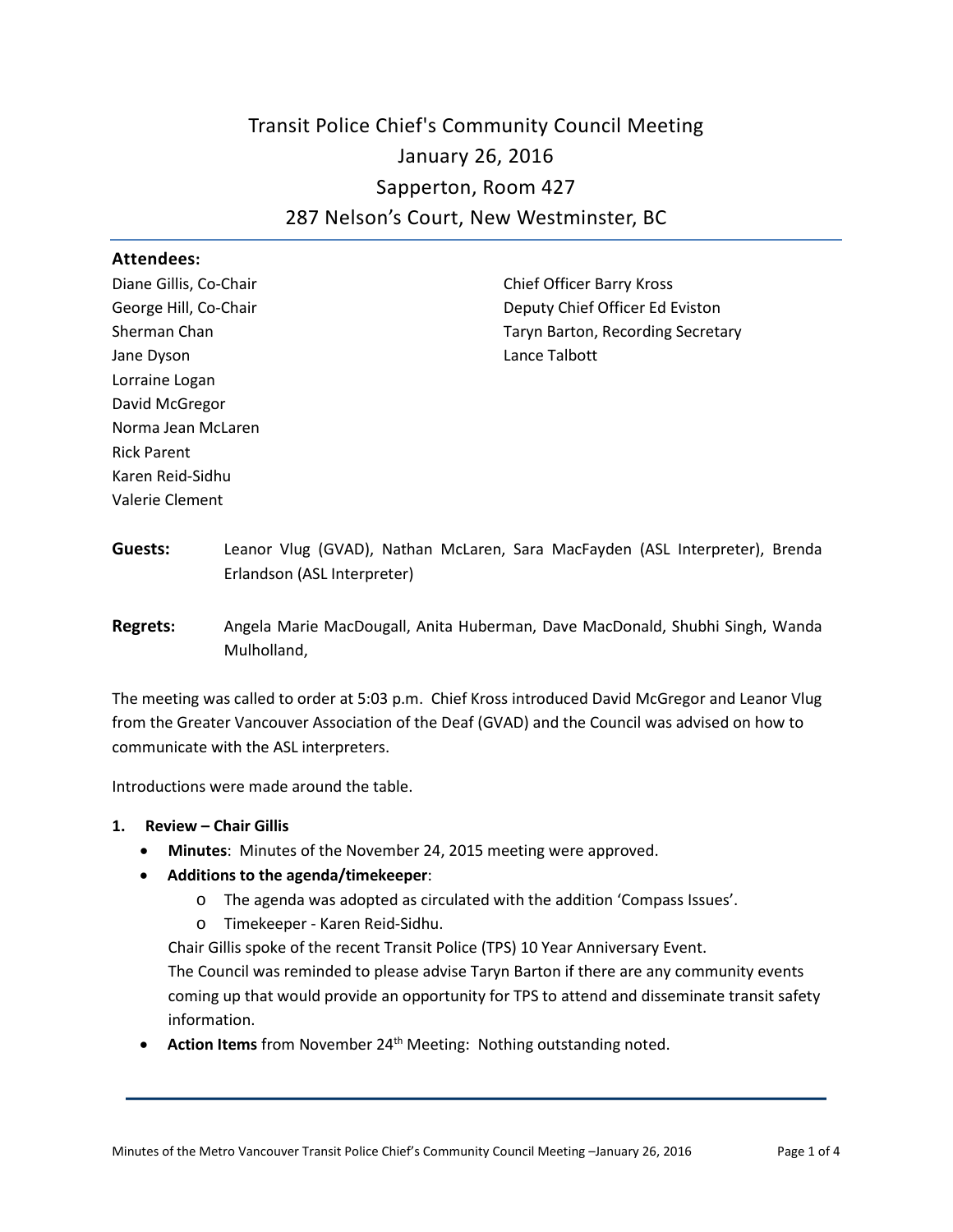# Transit Police Chief's Community Council Meeting

## January 26, 2016

## Sapperton, Room 427

## 287 Nelson's Court, New Westminster, BC

**Attendees:**

Diane Gillis, Co-Chair
George Hill, Co-Chair
Sherman Chan
Jane Dyson
Lorraine Logan
David McGregor
Norma Jean McLaren
Rick Parent
Karen Reid-Sidhu
Valerie Clement

Chief Officer Barry Kross
Deputy Chief Officer Ed Eviston
Taryn Barton, Recording Secretary
Lance Talbott

**Guests:** Leanor Vlug (GVAD), Nathan McLaren, Sara MacFayden (ASL Interpreter), Brenda Erlandson (ASL Interpreter)

**Regrets:** Angela Marie MacDougall, Anita Huberman, Dave MacDonald, Shubhi Singh, Wanda Mulholland,

The meeting was called to order at 5:03 p.m. Chief Kross introduced David McGregor and Leanor Vlug from the Greater Vancouver Association of the Deaf (GVAD) and the Council was advised on how to communicate with the ASL interpreters.

Introductions were made around the table.

1. **Review – Chair Gillis**
   - **Minutes**: Minutes of the November 24, 2015 meeting were approved.
   - **Additions to the agenda/timekeeper**:
     - The agenda was adopted as circulated with the addition 'Compass Issues'.
     - Timekeeper - Karen Reid-Sidhu.

     Chair Gillis spoke of the recent Transit Police (TPS) 10 Year Anniversary Event.
     The Council was reminded to please advise Taryn Barton if there are any community events coming up that would provide an opportunity for TPS to attend and disseminate transit safety information.
   - **Action Items** from November 24th Meeting: Nothing outstanding noted.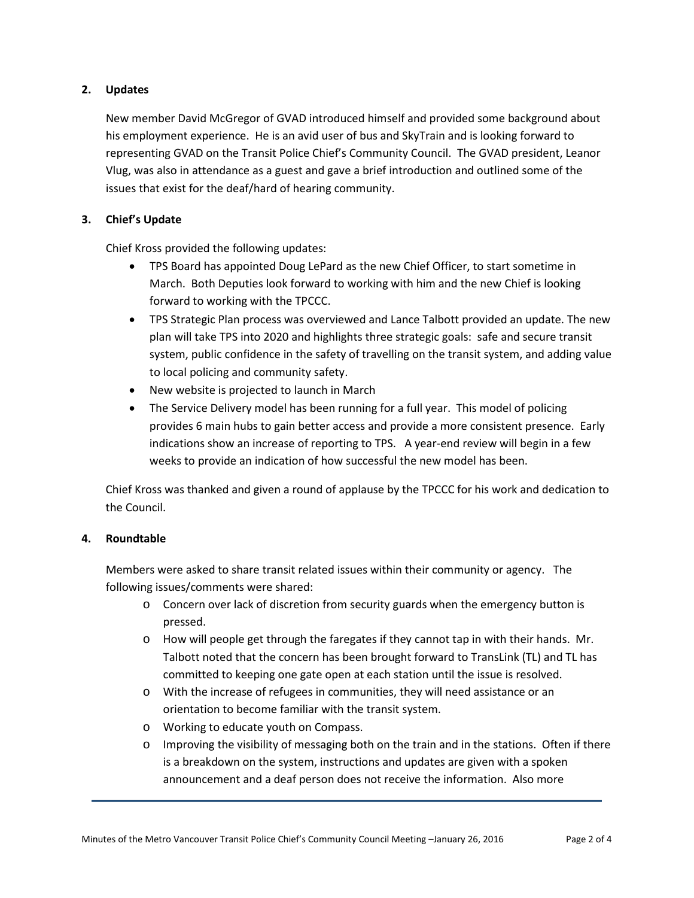**2. Updates**

New member David McGregor of GVAD introduced himself and provided some background about his employment experience. He is an avid user of bus and SkyTrain and is looking forward to representing GVAD on the Transit Police Chief's Community Council. The GVAD president, Leanor Vlug, was also in attendance as a guest and gave a brief introduction and outlined some of the issues that exist for the deaf/hard of hearing community.

**3. Chief's Update**

Chief Kross provided the following updates:

- TPS Board has appointed Doug LePard as the new Chief Officer, to start sometime in March. Both Deputies look forward to working with him and the new Chief is looking forward to working with the TPCCC.
- TPS Strategic Plan process was overviewed and Lance Talbott provided an update. The new plan will take TPS into 2020 and highlights three strategic goals: safe and secure transit system, public confidence in the safety of travelling on the transit system, and adding value to local policing and community safety.
- New website is projected to launch in March
- The Service Delivery model has been running for a full year. This model of policing provides 6 main hubs to gain better access and provide a more consistent presence. Early indications show an increase of reporting to TPS. A year-end review will begin in a few weeks to provide an indication of how successful the new model has been.

Chief Kross was thanked and given a round of applause by the TPCCC for his work and dedication to the Council.

**4. Roundtable**

Members were asked to share transit related issues within their community or agency. The following issues/comments were shared:

- Concern over lack of discretion from security guards when the emergency button is pressed.
- How will people get through the faregates if they cannot tap in with their hands. Mr. Talbott noted that the concern has been brought forward to TransLink (TL) and TL has committed to keeping one gate open at each station until the issue is resolved.
- With the increase of refugees in communities, they will need assistance or an orientation to become familiar with the transit system.
- Working to educate youth on Compass.
- Improving the visibility of messaging both on the train and in the stations. Often if there is a breakdown on the system, instructions and updates are given with a spoken announcement and a deaf person does not receive the information. Also more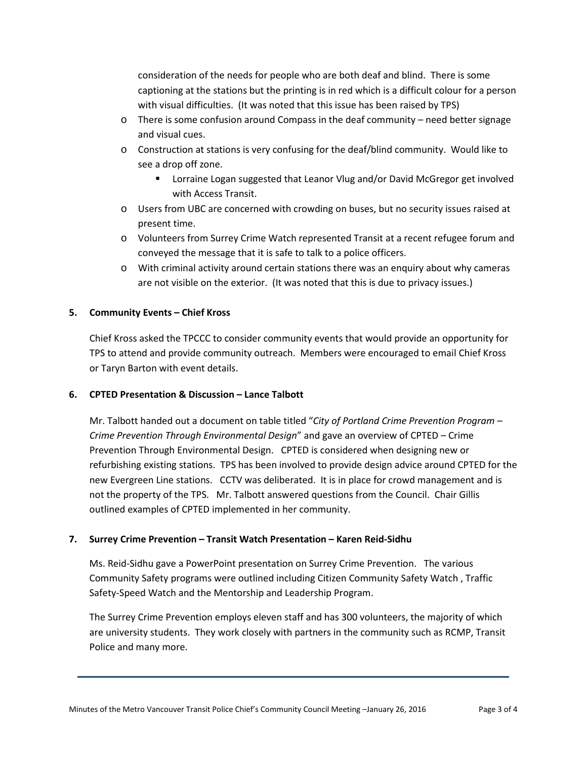consideration of the needs for people who are both deaf and blind. There is some captioning at the stations but the printing is in red which is a difficult colour for a person with visual difficulties. (It was noted that this issue has been raised by TPS)

- There is some confusion around Compass in the deaf community – need better signage and visual cues.
- Construction at stations is very confusing for the deaf/blind community. Would like to see a drop off zone.
  - Lorraine Logan suggested that Leanor Vlug and/or David McGregor get involved with Access Transit.
- Users from UBC are concerned with crowding on buses, but no security issues raised at present time.
- Volunteers from Surrey Crime Watch represented Transit at a recent refugee forum and conveyed the message that it is safe to talk to a police officers.
- With criminal activity around certain stations there was an enquiry about why cameras are not visible on the exterior. (It was noted that this is due to privacy issues.)

**5. Community Events – Chief Kross**

Chief Kross asked the TPCCC to consider community events that would provide an opportunity for TPS to attend and provide community outreach. Members were encouraged to email Chief Kross or Taryn Barton with event details.

**6. CPTED Presentation & Discussion – Lance Talbott**

Mr. Talbott handed out a document on table titled "*City of Portland Crime Prevention Program – Crime Prevention Through Environmental Design*" and gave an overview of CPTED – Crime Prevention Through Environmental Design. CPTED is considered when designing new or refurbishing existing stations. TPS has been involved to provide design advice around CPTED for the new Evergreen Line stations. CCTV was deliberated. It is in place for crowd management and is not the property of the TPS. Mr. Talbott answered questions from the Council. Chair Gillis outlined examples of CPTED implemented in her community.

**7. Surrey Crime Prevention – Transit Watch Presentation – Karen Reid-Sidhu**

Ms. Reid-Sidhu gave a PowerPoint presentation on Surrey Crime Prevention. The various Community Safety programs were outlined including Citizen Community Safety Watch , Traffic Safety-Speed Watch and the Mentorship and Leadership Program.

The Surrey Crime Prevention employs eleven staff and has 300 volunteers, the majority of which are university students. They work closely with partners in the community such as RCMP, Transit Police and many more.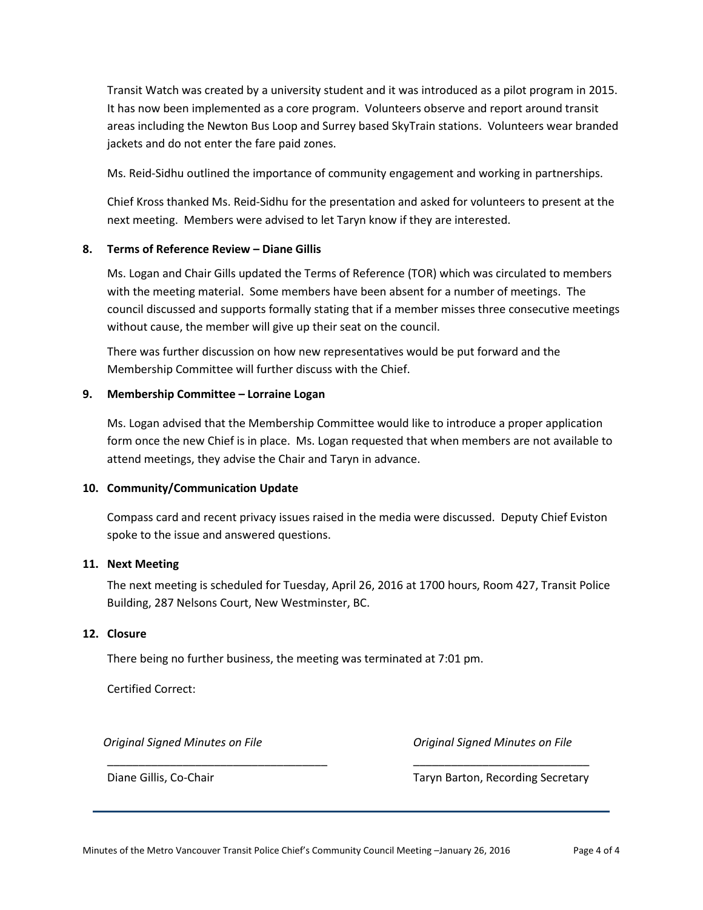Transit Watch was created by a university student and it was introduced as a pilot program in 2015. It has now been implemented as a core program. Volunteers observe and report around transit areas including the Newton Bus Loop and Surrey based SkyTrain stations. Volunteers wear branded jackets and do not enter the fare paid zones.

Ms. Reid-Sidhu outlined the importance of community engagement and working in partnerships.

Chief Kross thanked Ms. Reid-Sidhu for the presentation and asked for volunteers to present at the next meeting. Members were advised to let Taryn know if they are interested.

**8. Terms of Reference Review – Diane Gillis**

Ms. Logan and Chair Gills updated the Terms of Reference (TOR) which was circulated to members with the meeting material. Some members have been absent for a number of meetings. The council discussed and supports formally stating that if a member misses three consecutive meetings without cause, the member will give up their seat on the council.

There was further discussion on how new representatives would be put forward and the Membership Committee will further discuss with the Chief.

**9. Membership Committee – Lorraine Logan**

Ms. Logan advised that the Membership Committee would like to introduce a proper application form once the new Chief is in place. Ms. Logan requested that when members are not available to attend meetings, they advise the Chair and Taryn in advance.

**10. Community/Communication Update**

Compass card and recent privacy issues raised in the media were discussed. Deputy Chief Eviston spoke to the issue and answered questions.

**11. Next Meeting**

The next meeting is scheduled for Tuesday, April 26, 2016 at 1700 hours, Room 427, Transit Police Building, 287 Nelsons Court, New Westminster, BC.

**12. Closure**

There being no further business, the meeting was terminated at 7:01 pm.

Certified Correct:

*Original Signed Minutes on File*

\_\_\_\_\_\_\_\_\_\_\_\_\_\_\_\_\_\_\_\_\_\_\_\_\_\_\_\_\_\_\_\_\_\_\_\_

Diane Gillis, Co-Chair

*Original Signed Minutes on File*

\_\_\_\_\_\_\_\_\_\_\_\_\_\_\_\_\_\_\_\_\_\_\_\_\_\_\_\_\_\_

Taryn Barton, Recording Secretary